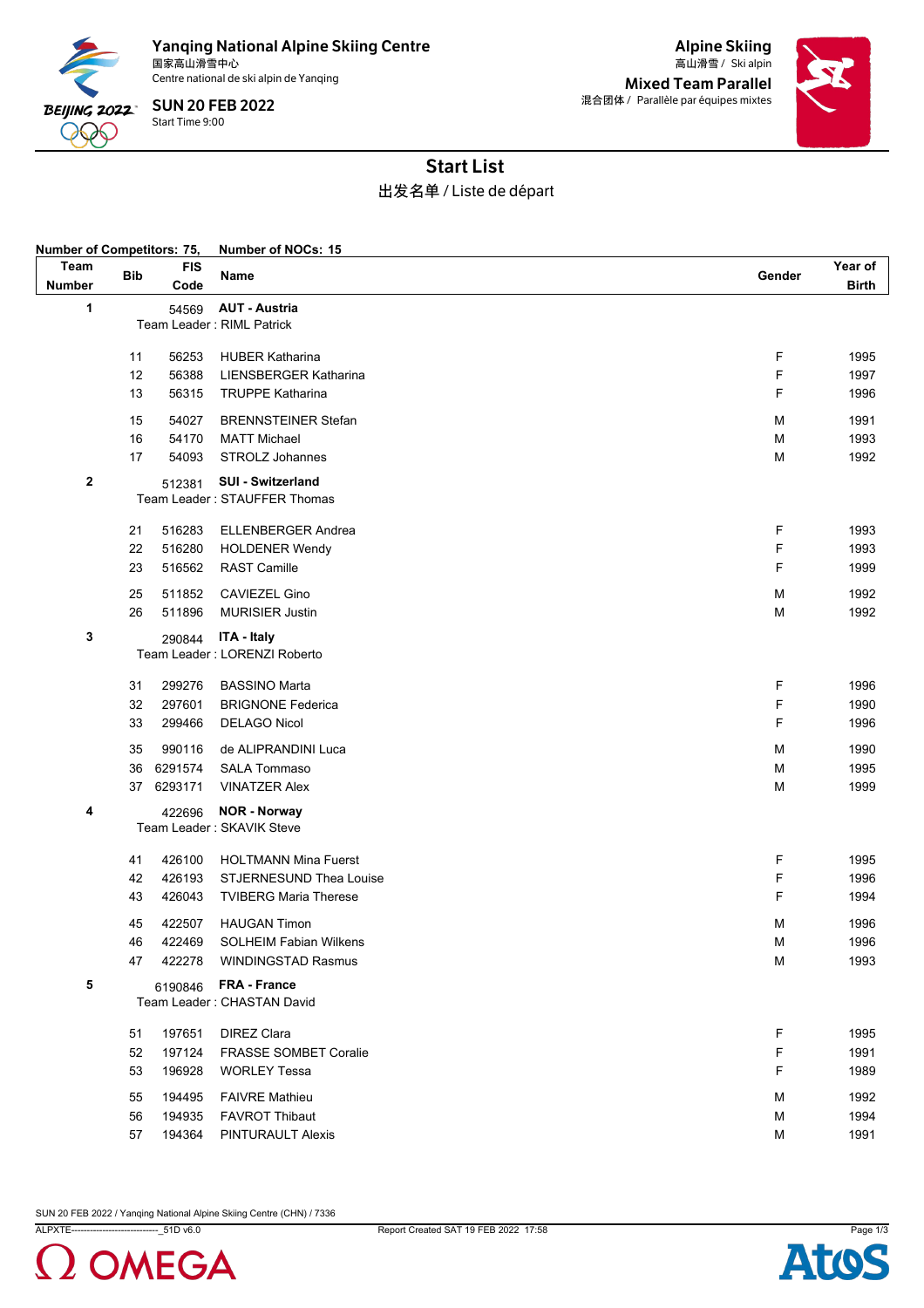**Yanqing National Alpine Skiing Centre**
国家高山滑雪中心
Centre national de ski alpin de Yanqing

**SUN 20 FEB 2022**
Start Time 9:00

**Alpine Skiing**
高山滑雪 / Ski alpin

**Mixed Team Parallel**
混合团体 / Parallèle par équipes mixtes

# Start List

出发名单 / Liste de départ

**Number of Competitors: 75, Number of NOCs: 15**

| Team Number | Bib | FIS Code | Name | Gender | Year of Birth |
|---|---|---|---|---|---|
| **1** | | 54569 | **AUT - Austria** | | |
| | | | Team Leader : RIML Patrick | | |
| | 11 | 56253 | HUBER Katharina | F | 1995 |
| | 12 | 56388 | LIENSBERGER Katharina | F | 1997 |
| | 13 | 56315 | TRUPPE Katharina | F | 1996 |
| | 15 | 54027 | BRENNSTEINER Stefan | M | 1991 |
| | 16 | 54170 | MATT Michael | M | 1993 |
| | 17 | 54093 | STROLZ Johannes | M | 1992 |
| **2** | | 512381 | **SUI - Switzerland** | | |
| | | | Team Leader : STAUFFER Thomas | | |
| | 21 | 516283 | ELLENBERGER Andrea | F | 1993 |
| | 22 | 516280 | HOLDENER Wendy | F | 1993 |
| | 23 | 516562 | RAST Camille | F | 1999 |
| | 25 | 511852 | CAVIEZEL Gino | M | 1992 |
| | 26 | 511896 | MURISIER Justin | M | 1992 |
| **3** | | 290844 | **ITA - Italy** | | |
| | | | Team Leader : LORENZI Roberto | | |
| | 31 | 299276 | BASSINO Marta | F | 1996 |
| | 32 | 297601 | BRIGNONE Federica | F | 1990 |
| | 33 | 299466 | DELAGO Nicol | F | 1996 |
| | 35 | 990116 | de ALIPRANDINI Luca | M | 1990 |
| | 36 | 6291574 | SALA Tommaso | M | 1995 |
| | 37 | 6293171 | VINATZER Alex | M | 1999 |
| **4** | | 422696 | **NOR - Norway** | | |
| | | | Team Leader : SKAVIK Steve | | |
| | 41 | 426100 | HOLTMANN Mina Fuerst | F | 1995 |
| | 42 | 426193 | STJERNESUND Thea Louise | F | 1996 |
| | 43 | 426043 | TVIBERG Maria Therese | F | 1994 |
| | 45 | 422507 | HAUGAN Timon | M | 1996 |
| | 46 | 422469 | SOLHEIM Fabian Wilkens | M | 1996 |
| | 47 | 422278 | WINDINGSTAD Rasmus | M | 1993 |
| **5** | | 6190846 | **FRA - France** | | |
| | | | Team Leader : CHASTAN David | | |
| | 51 | 197651 | DIREZ Clara | F | 1995 |
| | 52 | 197124 | FRASSE SOMBET Coralie | F | 1991 |
| | 53 | 196928 | WORLEY Tessa | F | 1989 |
| | 55 | 194495 | FAIVRE Mathieu | M | 1992 |
| | 56 | 194935 | FAVROT Thibaut | M | 1994 |
| | 57 | 194364 | PINTURAULT Alexis | M | 1991 |

SUN 20 FEB 2022 / Yanqing National Alpine Skiing Centre (CHN) / 7336

ALPXTE----------------------------_51D v6.0 Report Created SAT 19 FEB 2022 17:58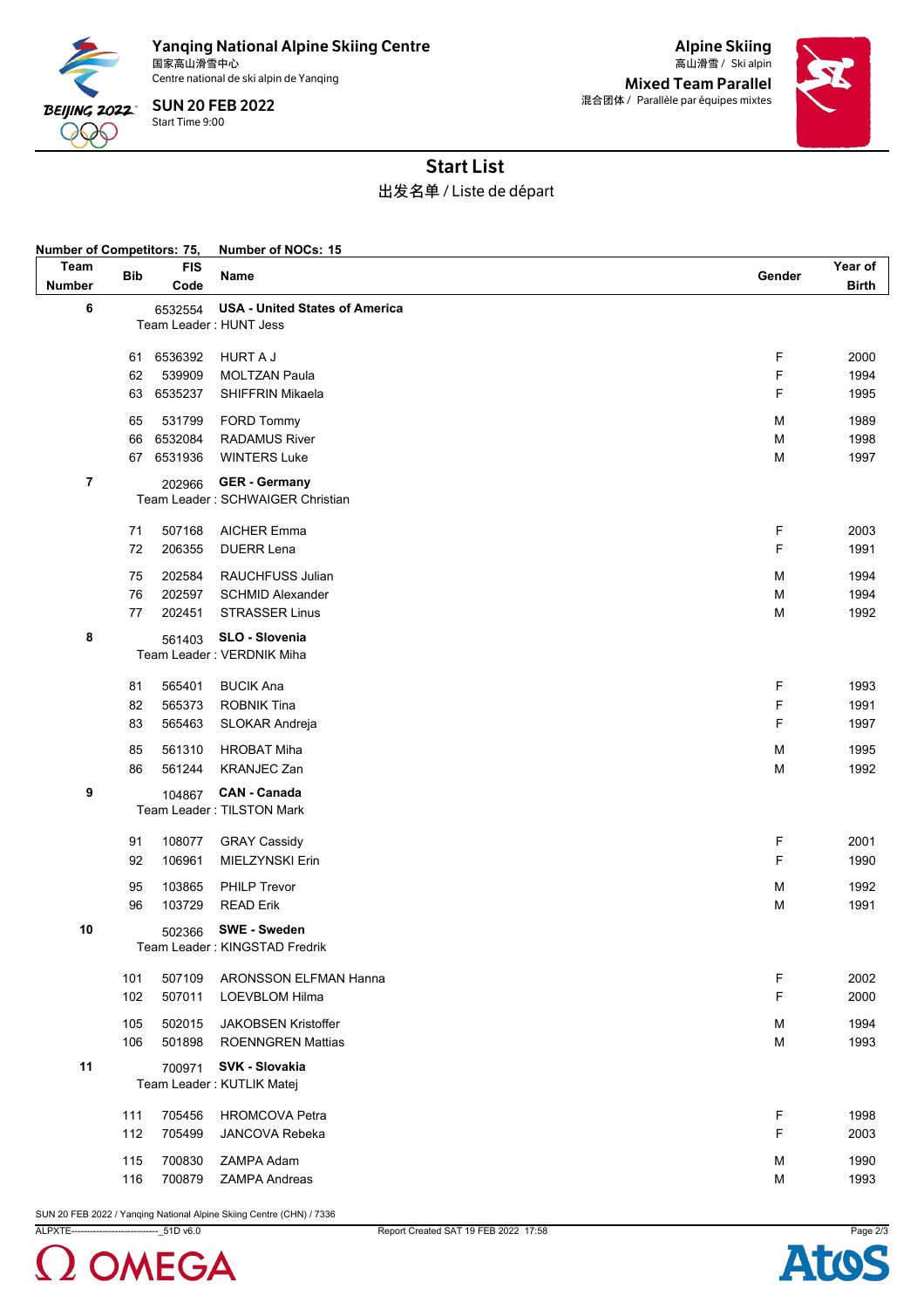# Yanqing National Alpine Skiing Centre

国家高山滑雪中心
Centre national de ski alpin de Yanqing

**SUN 20 FEB 2022**
Start Time 9:00

**Alpine Skiing**
高山滑雪 / Ski alpin

**Mixed Team Parallel**
混合团体 / Parallèle par équipes mixtes

## Start List

出发名单 / Liste de départ

**Number of Competitors: 75, Number of NOCs: 15**

| Team Number | Bib | FIS Code | Name | Gender | Year of Birth |
|---|---|---|---|---|---|
| **6** | | 6532554 | **USA - United States of America** | | |
| | | | Team Leader : HUNT Jess | | |
| | 61 | 6536392 | HURT A J | F | 2000 |
| | 62 | 539909 | MOLTZAN Paula | F | 1994 |
| | 63 | 6535237 | SHIFFRIN Mikaela | F | 1995 |
| | 65 | 531799 | FORD Tommy | M | 1989 |
| | 66 | 6532084 | RADAMUS River | M | 1998 |
| | 67 | 6531936 | WINTERS Luke | M | 1997 |
| **7** | | 202966 | **GER - Germany** | | |
| | | | Team Leader : SCHWAIGER Christian | | |
| | 71 | 507168 | AICHER Emma | F | 2003 |
| | 72 | 206355 | DUERR Lena | F | 1991 |
| | 75 | 202584 | RAUCHFUSS Julian | M | 1994 |
| | 76 | 202597 | SCHMID Alexander | M | 1994 |
| | 77 | 202451 | STRASSER Linus | M | 1992 |
| **8** | | 561403 | **SLO - Slovenia** | | |
| | | | Team Leader : VERDNIK Miha | | |
| | 81 | 565401 | BUCIK Ana | F | 1993 |
| | 82 | 565373 | ROBNIK Tina | F | 1991 |
| | 83 | 565463 | SLOKAR Andreja | F | 1997 |
| | 85 | 561310 | HROBAT Miha | M | 1995 |
| | 86 | 561244 | KRANJEC Zan | M | 1992 |
| **9** | | 104867 | **CAN - Canada** | | |
| | | | Team Leader : TILSTON Mark | | |
| | 91 | 108077 | GRAY Cassidy | F | 2001 |
| | 92 | 106961 | MIELZYNSKI Erin | F | 1990 |
| | 95 | 103865 | PHILP Trevor | M | 1992 |
| | 96 | 103729 | READ Erik | M | 1991 |
| **10** | | 502366 | **SWE - Sweden** | | |
| | | | Team Leader : KINGSTAD Fredrik | | |
| | 101 | 507109 | ARONSSON ELFMAN Hanna | F | 2002 |
| | 102 | 507011 | LOEVBLOM Hilma | F | 2000 |
| | 105 | 502015 | JAKOBSEN Kristoffer | M | 1994 |
| | 106 | 501898 | ROENNGREN Mattias | M | 1993 |
| **11** | | 700971 | **SVK - Slovakia** | | |
| | | | Team Leader : KUTLIK Matej | | |
| | 111 | 705456 | HROMCOVA Petra | F | 1998 |
| | 112 | 705499 | JANCOVA Rebeka | F | 2003 |
| | 115 | 700830 | ZAMPA Adam | M | 1990 |
| | 116 | 700879 | ZAMPA Andreas | M | 1993 |

SUN 20 FEB 2022 / Yanqing National Alpine Skiing Centre (CHN) / 7336

ALPXTE---------------------------_51D v6.0 Report Created SAT 19 FEB 2022 17:58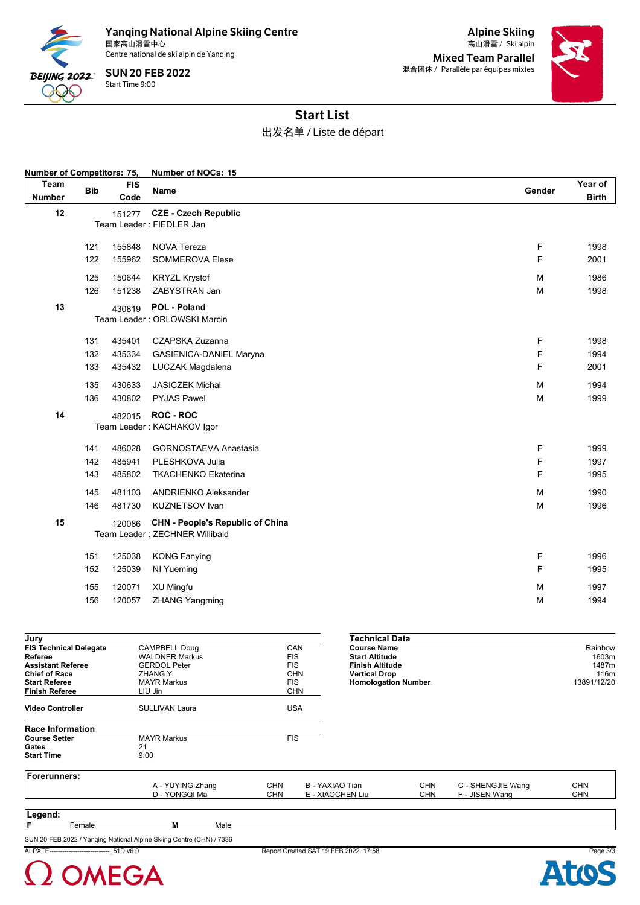**Yanqing National Alpine Skiing Centre**
国家高山滑雪中心
Centre national de ski alpin de Yanqing

**SUN 20 FEB 2022**
Start Time 9:00

**Alpine Skiing**
高山滑雪 / Ski alpin

**Mixed Team Parallel**
混合团体 / Parallèle par équipes mixtes

# Start List

## 出发名单 / Liste de départ

**Number of Competitors: 75, Number of NOCs: 15**

| Team Number | Bib | FIS Code | Name | Gender | Year of Birth |
|---|---|---|---|---|---|
| 12 | | 151277 | **CZE - Czech Republic** | | |
| | | | Team Leader : FIEDLER Jan | | |
| | 121 | 155848 | NOVA Tereza | F | 1998 |
| | 122 | 155962 | SOMMEROVA Elese | F | 2001 |
| | 125 | 150644 | KRYZL Krystof | M | 1986 |
| | 126 | 151238 | ZABYSTRAN Jan | M | 1998 |
| 13 | | 430819 | **POL - Poland** | | |
| | | | Team Leader : ORLOWSKI Marcin | | |
| | 131 | 435401 | CZAPSKA Zuzanna | F | 1998 |
| | 132 | 435334 | GASIENICA-DANIEL Maryna | F | 1994 |
| | 133 | 435432 | LUCZAK Magdalena | F | 2001 |
| | 135 | 430633 | JASICZEK Michal | M | 1994 |
| | 136 | 430802 | PYJAS Pawel | M | 1999 |
| 14 | | 482015 | **ROC - ROC** | | |
| | | | Team Leader : KACHAKOV Igor | | |
| | 141 | 486028 | GORNOSTAEVA Anastasia | F | 1999 |
| | 142 | 485941 | PLESHKOVA Julia | F | 1997 |
| | 143 | 485802 | TKACHENKO Ekaterina | F | 1995 |
| | 145 | 481103 | ANDRIENKO Aleksander | M | 1990 |
| | 146 | 481730 | KUZNETSOV Ivan | M | 1996 |
| 15 | | 120086 | **CHN - People's Republic of China** | | |
| | | | Team Leader : ZECHNER Willibald | | |
| | 151 | 125038 | KONG Fanying | F | 1996 |
| | 152 | 125039 | NI Yueming | F | 1995 |
| | 155 | 120071 | XU Mingfu | M | 1997 |
| | 156 | 120057 | ZHANG Yangming | M | 1994 |

| Jury | | |
|---|---|---|
| **FIS Technical Delegate** | CAMPBELL Doug | CAN |
| **Referee** | WALDNER Markus | FIS |
| **Assistant Referee** | GERDOL Peter | FIS |
| **Chief of Race** | ZHANG Yi | CHN |
| **Start Referee** | MAYR Markus | FIS |
| **Finish Referee** | LIU Jin | CHN |
| **Video Controller** | SULLIVAN Laura | USA |

| Technical Data | |
|---|---|
| **Course Name** | Rainbow |
| **Start Altitude** | 1603m |
| **Finish Altitude** | 1487m |
| **Vertical Drop** | 116m |
| **Homologation Number** | 13891/12/20 |

| Race Information | | |
|---|---|---|
| **Course Setter** | MAYR Markus | FIS |
| **Gates** | 21 | |
| **Start Time** | 9:00 | |

**Forerunners:**

| | | | | | |
|---|---|---|---|---|---|
| A - YUYING Zhang | CHN | B - YAXIAO Tian | CHN | C - SHENGJIE Wang | CHN |
| D - YONGQI Ma | CHN | E - XIAOCHEN Liu | CHN | F - JISEN Wang | CHN |

**Legend:**

| | | | |
|---|---|---|---|
| **F** | Female | **M** | Male |

SUN 20 FEB 2022 / Yanqing National Alpine Skiing Centre (CHN) / 7336

ALPXTE----------------------------_51D v6.0 Report Created SAT 19 FEB 2022 17:58